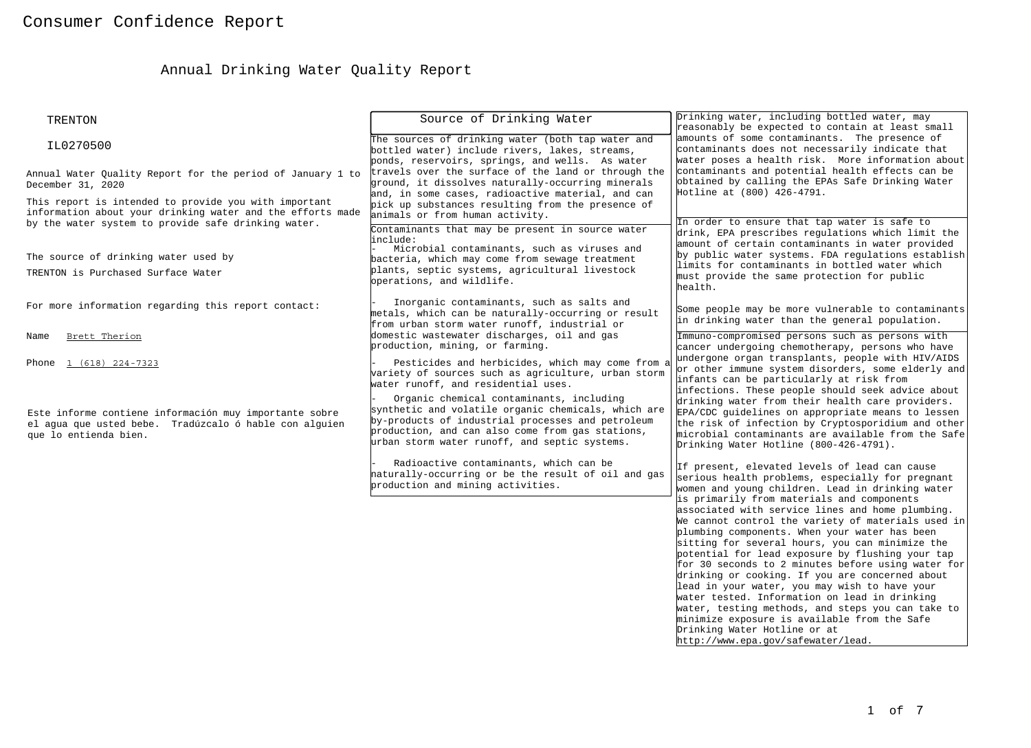# Consumer Confidence Report

## Annual Drinking Water Quality Report

TRENTON

IL0270500

Annual Water Quality Report for the period of January 1 to December 31, 2020

This report is intended to provide you with important information about your drinking water and the efforts made by the water system to provide safe drinking water.

The source of drinking water used by TRENTON is Purchased Surface Water

For more information regarding this report contact:

Name Brett Therion

Phone 1 (618) 224-7323

Este informe contiene información muy importante sobre el agua que usted bebe. Tradúzcalo ó hable con alguien que lo entienda bien.

### Source of Drinking Water

The sources of drinking water (both tap water and bottled water) include rivers, lakes, streams, ponds, reservoirs, springs, and wells. As water travels over the surface of the land or through the ground, it dissolves naturally-occurring minerals and, in some cases, radioactive material, and can pick up substances resulting from the presence of animals or from human activity.

Contaminants that may be present in source water include:

- Microbial contaminants, such as viruses and bacteria, which may come from sewage treatment plants, septic systems, agricultural livestock operations, and wildlife.
- Inorganic contaminants, such as salts and metals, which can be naturally-occurring or result from urban storm water runoff, industrial or domestic wastewater discharges, oil and gas production, mining, or farming.
- Pesticides and herbicides, which may come from a variety of sources such as agriculture, urban storm water runoff, and residential uses.
- Organic chemical contaminants, including synthetic and volatile organic chemicals, which are by-products of industrial processes and petroleum production, and can also come from gas stations, urban storm water runoff, and septic systems.
- Radioactive contaminants, which can be naturally-occurring or be the result of oil and gas production and mining activities.

Drinking water, including bottled water, may reasonably be expected to contain at least small amounts of some contaminants. The presence of contaminants does not necessarily indicate that water poses a health risk. More information about contaminants and potential health effects can be obtained by calling the EPAs Safe Drinking Water Hotline at (800) 426-4791.

In order to ensure that tap water is safe to drink, EPA prescribes regulations which limit the amount of certain contaminants in water provided by public water systems. FDA regulations establish limits for contaminants in bottled water which must provide the same protection for public health.

Some people may be more vulnerable to contaminants in drinking water than the general population.

Immuno-compromised persons such as persons with cancer undergoing chemotherapy, persons who have undergone organ transplants, people with HIV/AIDS or other immune system disorders, some elderly and infants can be particularly at risk from infections. These people should seek advice about drinking water from their health care providers. EPA/CDC guidelines on appropriate means to lessen the risk of infection by Cryptosporidium and other microbial contaminants are available from the Safe Drinking Water Hotline (800-426-4791).

If present, elevated levels of lead can cause serious health problems, especially for pregnant women and young children. Lead in drinking water is primarily from materials and components associated with service lines and home plumbing. We cannot control the variety of materials used in plumbing components. When your water has been sitting for several hours, you can minimize the potential for lead exposure by flushing your tap for 30 seconds to 2 minutes before using water for drinking or cooking. If you are concerned about lead in your water, you may wish to have your water tested. Information on lead in drinking water, testing methods, and steps you can take to minimize exposure is available from the Safe Drinking Water Hotline or at http://www.epa.gov/safewater/lead.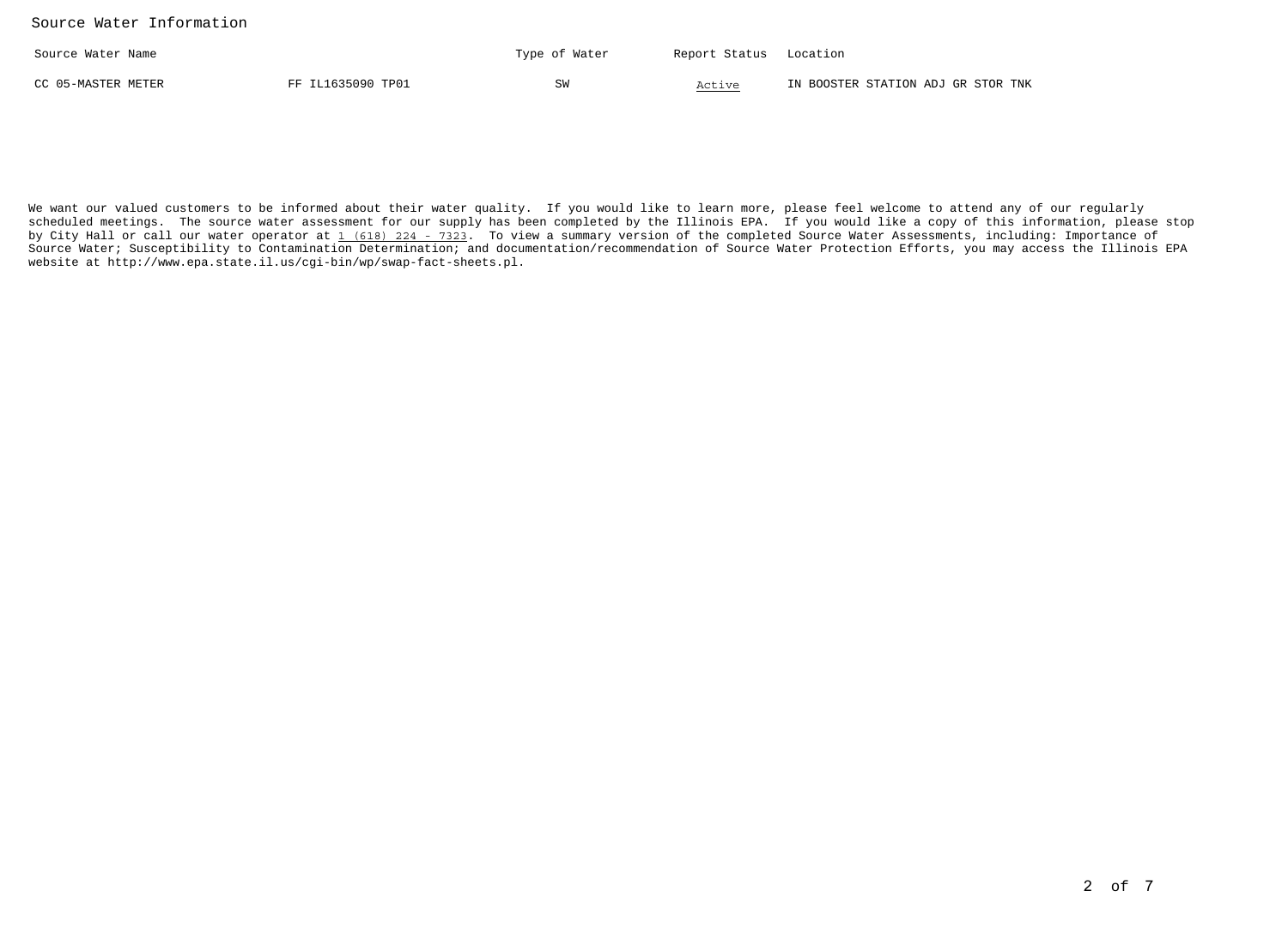## Source Water Information

| Source Water Name | | Type of Water | Report Status | Location |
|---|---|---|---|---|
| CC 05-MASTER METER | FF IL1635090 TP01 | SW | Active | IN BOOSTER STATION ADJ GR STOR TNK |

We want our valued customers to be informed about their water quality. If you would like to learn more, please feel welcome to attend any of our regularly scheduled meetings. The source water assessment for our supply has been completed by the Illinois EPA. If you would like a copy of this information, please stop by City Hall or call our water operator at 1 (618) 224 - 7323. To view a summary version of the completed Source Water Assessments, including: Importance of Source Water; Susceptibility to Contamination Determination; and documentation/recommendation of Source Water Protection Efforts, you may access the Illinois EPA website at http://www.epa.state.il.us/cgi-bin/wp/swap-fact-sheets.pl.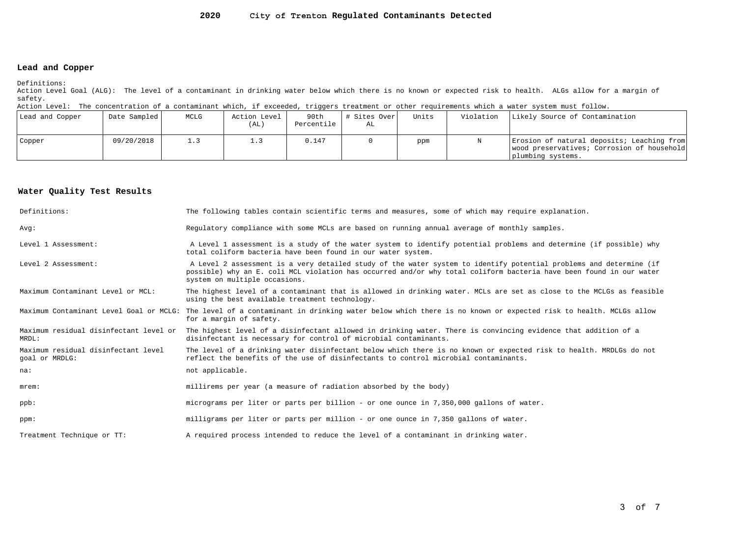# 2020 City of Trenton Regulated Contaminants Detected

## Lead and Copper

Definitions:
Action Level Goal (ALG): The level of a contaminant in drinking water below which there is no known or expected risk to health. ALGs allow for a margin of safety.
Action Level: The concentration of a contaminant which, if exceeded, triggers treatment or other requirements which a water system must follow.

| Lead and Copper | Date Sampled | MCLG | Action Level (AL) | 90th Percentile | # Sites Over AL | Units | Violation | Likely Source of Contamination |
|---|---|---|---|---|---|---|---|---|
| Copper | 09/20/2018 | 1.3 | 1.3 | 0.147 | 0 | ppm | N | Erosion of natural deposits; Leaching from wood preservatives; Corrosion of household plumbing systems. |

## Water Quality Test Results

| | |
|---|---|
| Definitions: | The following tables contain scientific terms and measures, some of which may require explanation. |
| Avg: | Regulatory compliance with some MCLs are based on running annual average of monthly samples. |
| Level 1 Assessment: | A Level 1 assessment is a study of the water system to identify potential problems and determine (if possible) why total coliform bacteria have been found in our water system. |
| Level 2 Assessment: | A Level 2 assessment is a very detailed study of the water system to identify potential problems and determine (if possible) why an E. coli MCL violation has occurred and/or why total coliform bacteria have been found in our water system on multiple occasions. |
| Maximum Contaminant Level or MCL: | The highest level of a contaminant that is allowed in drinking water. MCLs are set as close to the MCLGs as feasible using the best available treatment technology. |
| Maximum Contaminant Level Goal or MCLG: | The level of a contaminant in drinking water below which there is no known or expected risk to health. MCLGs allow for a margin of safety. |
| Maximum residual disinfectant level or MRDL: | The highest level of a disinfectant allowed in drinking water. There is convincing evidence that addition of a disinfectant is necessary for control of microbial contaminants. |
| Maximum residual disinfectant level goal or MRDLG: | The level of a drinking water disinfectant below which there is no known or expected risk to health. MRDLGs do not reflect the benefits of the use of disinfectants to control microbial contaminants. |
| na: | not applicable. |
| mrem: | millirems per year (a measure of radiation absorbed by the body) |
| ppb: | micrograms per liter or parts per billion - or one ounce in 7,350,000 gallons of water. |
| ppm: | milligrams per liter or parts per million - or one ounce in 7,350 gallons of water. |
| Treatment Technique or TT: | A required process intended to reduce the level of a contaminant in drinking water. |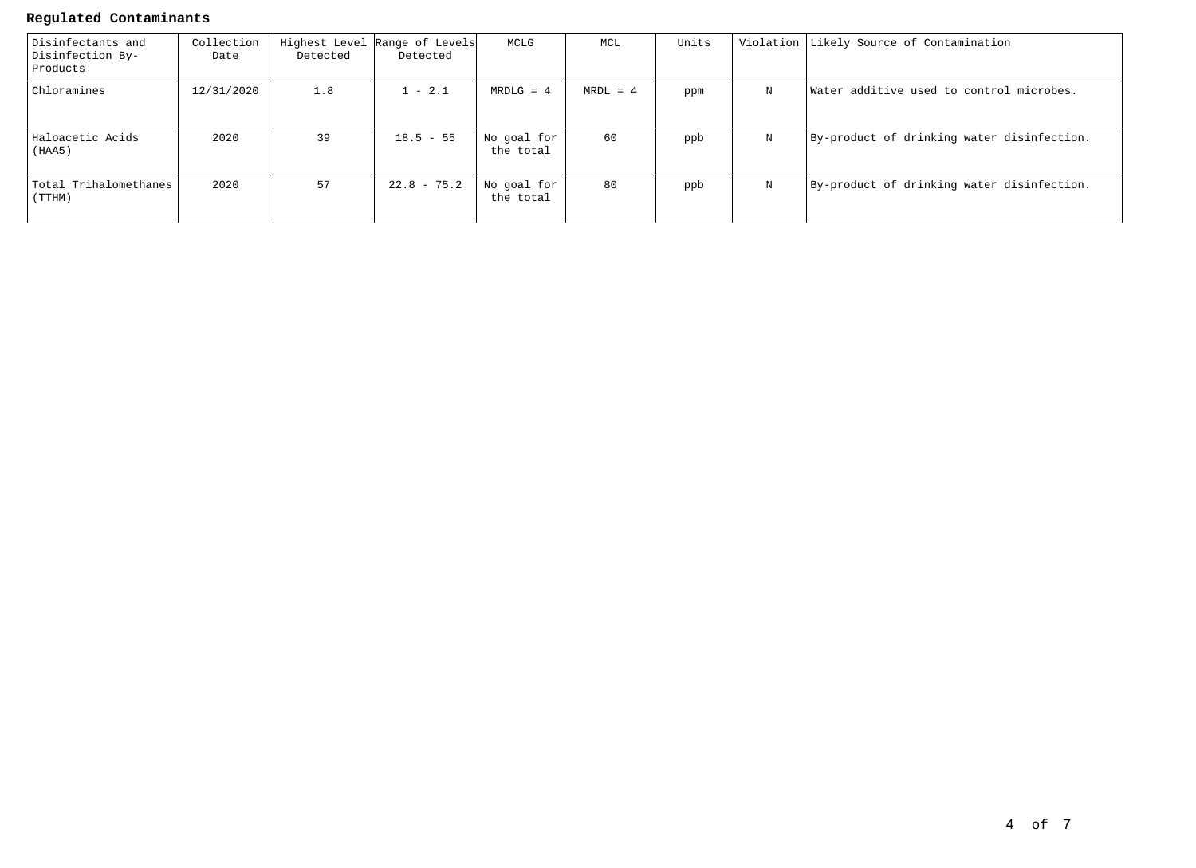**Regulated Contaminants**

| Disinfectants and Disinfection By-Products | Collection Date | Highest Level Detected | Range of Levels Detected | MCLG | MCL | Units | Violation | Likely Source of Contamination |
|---|---|---|---|---|---|---|---|---|
| Chloramines | 12/31/2020 | 1.8 | 1 - 2.1 | MRDLG = 4 | MRDL = 4 | ppm | N | Water additive used to control microbes. |
| Haloacetic Acids (HAA5) | 2020 | 39 | 18.5 - 55 | No goal for the total | 60 | ppb | N | By-product of drinking water disinfection. |
| Total Trihalomethanes (TTHM) | 2020 | 57 | 22.8 - 75.2 | No goal for the total | 80 | ppb | N | By-product of drinking water disinfection. |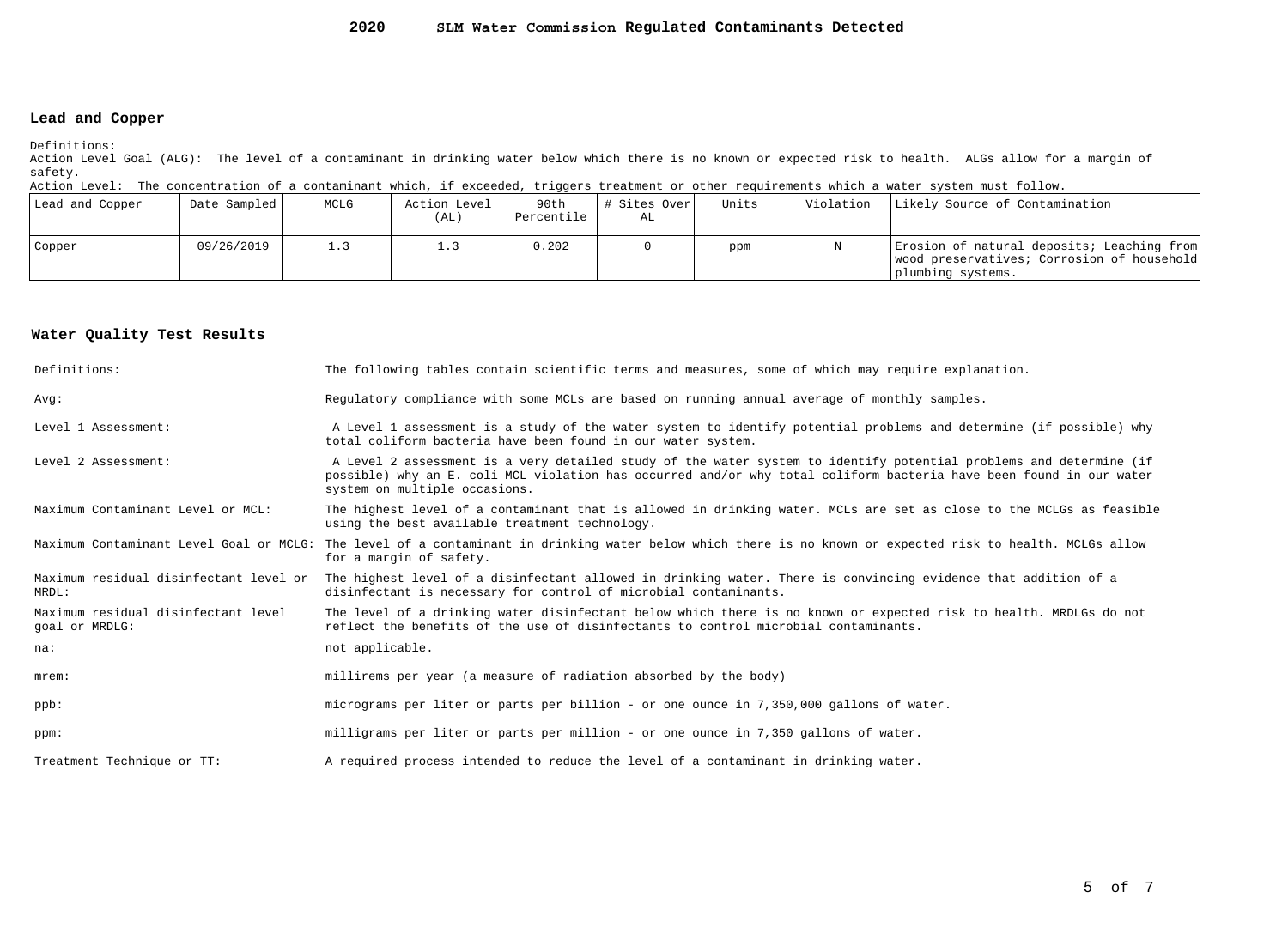# 2020 SLM Water Commission Regulated Contaminants Detected

## Lead and Copper

Definitions:
Action Level Goal (ALG): The level of a contaminant in drinking water below which there is no known or expected risk to health. ALGs allow for a margin of safety.
Action Level: The concentration of a contaminant which, if exceeded, triggers treatment or other requirements which a water system must follow.

| Lead and Copper | Date Sampled | MCLG | Action Level (AL) | 90th Percentile | # Sites Over AL | Units | Violation | Likely Source of Contamination |
|---|---|---|---|---|---|---|---|---|
| Copper | 09/26/2019 | 1.3 | 1.3 | 0.202 | 0 | ppm | N | Erosion of natural deposits; Leaching from wood preservatives; Corrosion of household plumbing systems. |

## Water Quality Test Results

| | |
|---|---|
| Definitions: | The following tables contain scientific terms and measures, some of which may require explanation. |
| Avg: | Regulatory compliance with some MCLs are based on running annual average of monthly samples. |
| Level 1 Assessment: | A Level 1 assessment is a study of the water system to identify potential problems and determine (if possible) why total coliform bacteria have been found in our water system. |
| Level 2 Assessment: | A Level 2 assessment is a very detailed study of the water system to identify potential problems and determine (if possible) why an E. coli MCL violation has occurred and/or why total coliform bacteria have been found in our water system on multiple occasions. |
| Maximum Contaminant Level or MCL: | The highest level of a contaminant that is allowed in drinking water. MCLs are set as close to the MCLGs as feasible using the best available treatment technology. |
| Maximum Contaminant Level Goal or MCLG: | The level of a contaminant in drinking water below which there is no known or expected risk to health. MCLGs allow for a margin of safety. |
| Maximum residual disinfectant level or MRDL: | The highest level of a disinfectant allowed in drinking water. There is convincing evidence that addition of a disinfectant is necessary for control of microbial contaminants. |
| Maximum residual disinfectant level goal or MRDLG: | The level of a drinking water disinfectant below which there is no known or expected risk to health. MRDLGs do not reflect the benefits of the use of disinfectants to control microbial contaminants. |
| na: | not applicable. |
| mrem: | millirems per year (a measure of radiation absorbed by the body) |
| ppb: | micrograms per liter or parts per billion - or one ounce in 7,350,000 gallons of water. |
| ppm: | milligrams per liter or parts per million - or one ounce in 7,350 gallons of water. |
| Treatment Technique or TT: | A required process intended to reduce the level of a contaminant in drinking water. |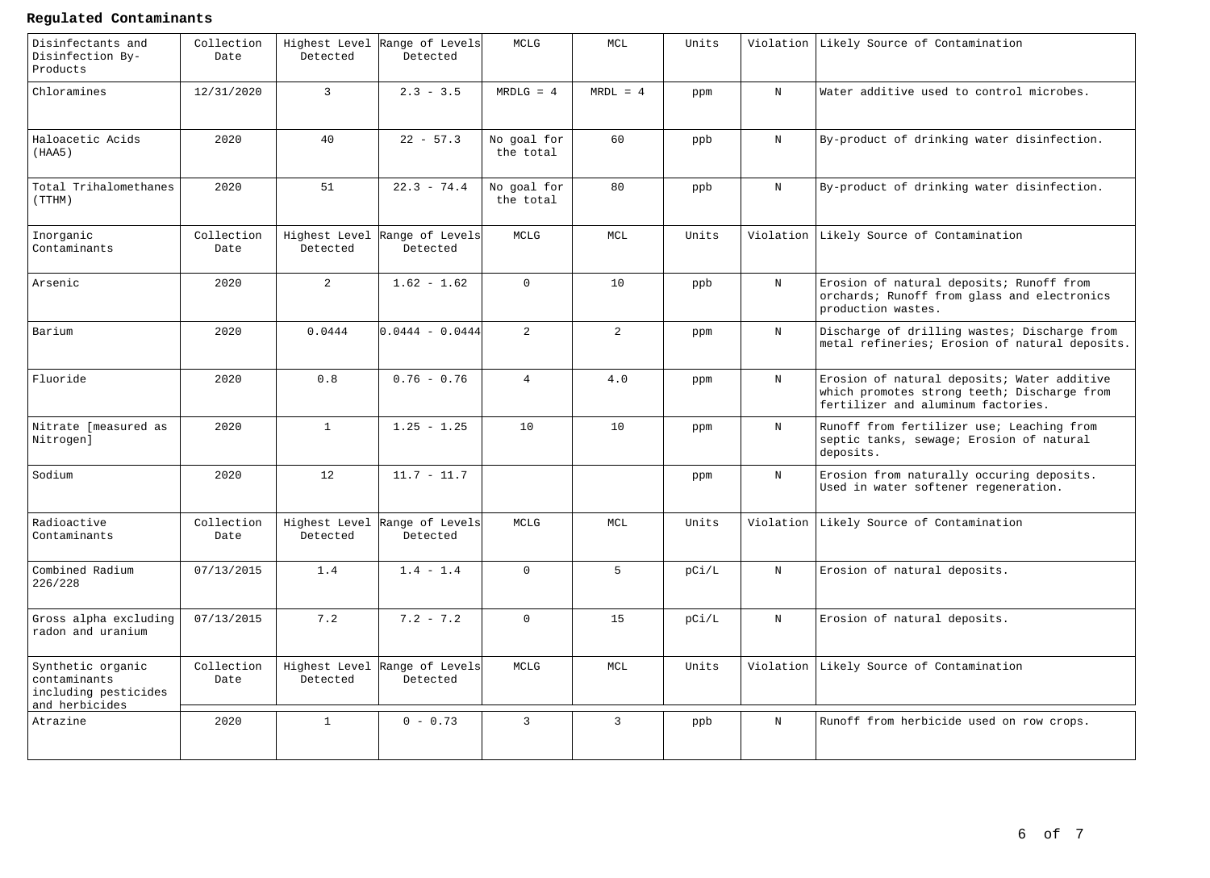**Regulated Contaminants**

| Disinfectants and Disinfection By-Products | Collection Date | Highest Level Detected | Range of Levels Detected | MCLG | MCL | Units | Violation | Likely Source of Contamination |
|---|---|---|---|---|---|---|---|---|
| Chloramines | 12/31/2020 | 3 | 2.3 - 3.5 | MRDLG = 4 | MRDL = 4 | ppm | N | Water additive used to control microbes. |
| Haloacetic Acids (HAA5) | 2020 | 40 | 22 - 57.3 | No goal for the total | 60 | ppb | N | By-product of drinking water disinfection. |
| Total Trihalomethanes (TTHM) | 2020 | 51 | 22.3 - 74.4 | No goal for the total | 80 | ppb | N | By-product of drinking water disinfection. |
| **Inorganic Contaminants** | **Collection Date** | **Highest Level Detected** | **Range of Levels Detected** | **MCLG** | **MCL** | **Units** | **Violation** | **Likely Source of Contamination** |
| Arsenic | 2020 | 2 | 1.62 - 1.62 | 0 | 10 | ppb | N | Erosion of natural deposits; Runoff from orchards; Runoff from glass and electronics production wastes. |
| Barium | 2020 | 0.0444 | 0.0444 - 0.0444 | 2 | 2 | ppm | N | Discharge of drilling wastes; Discharge from metal refineries; Erosion of natural deposits. |
| Fluoride | 2020 | 0.8 | 0.76 - 0.76 | 4 | 4.0 | ppm | N | Erosion of natural deposits; Water additive which promotes strong teeth; Discharge from fertilizer and aluminum factories. |
| Nitrate [measured as Nitrogen] | 2020 | 1 | 1.25 - 1.25 | 10 | 10 | ppm | N | Runoff from fertilizer use; Leaching from septic tanks, sewage; Erosion of natural deposits. |
| Sodium | 2020 | 12 | 11.7 - 11.7 | | | ppm | N | Erosion from naturally occuring deposits. Used in water softener regeneration. |
| **Radioactive Contaminants** | **Collection Date** | **Highest Level Detected** | **Range of Levels Detected** | **MCLG** | **MCL** | **Units** | **Violation** | **Likely Source of Contamination** |
| Combined Radium 226/228 | 07/13/2015 | 1.4 | 1.4 - 1.4 | 0 | 5 | pCi/L | N | Erosion of natural deposits. |
| Gross alpha excluding radon and uranium | 07/13/2015 | 7.2 | 7.2 - 7.2 | 0 | 15 | pCi/L | N | Erosion of natural deposits. |
| **Synthetic organic contaminants including pesticides and herbicides** | **Collection Date** | **Highest Level Detected** | **Range of Levels Detected** | **MCLG** | **MCL** | **Units** | **Violation** | **Likely Source of Contamination** |
| Atrazine | 2020 | 1 | 0 - 0.73 | 3 | 3 | ppb | N | Runoff from herbicide used on row crops. |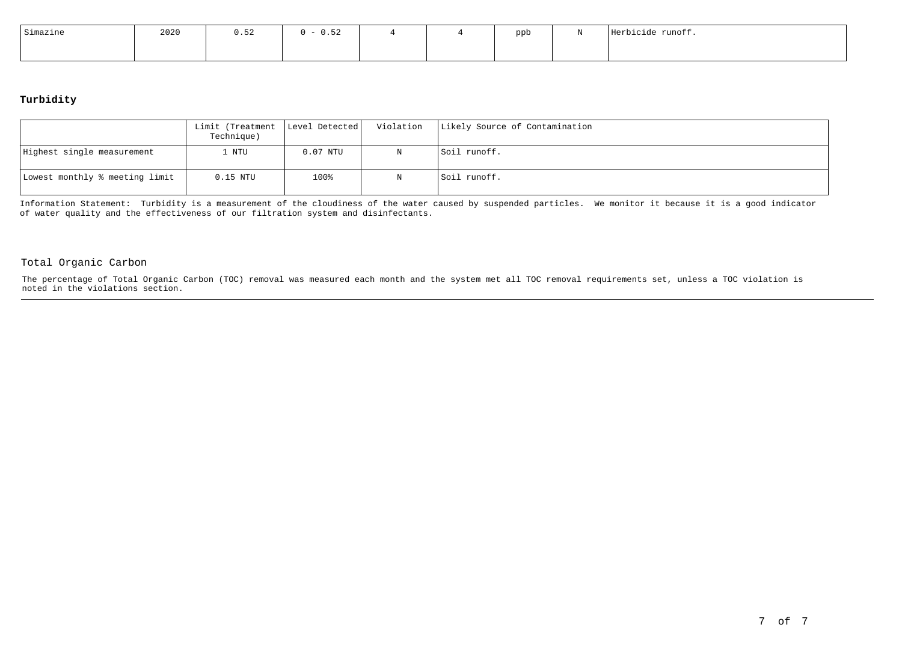| | | | | | | | | |
|---|---|---|---|---|---|---|---|---|
| Simazine | 2020 | 0.52 | 0 - 0.52 | 4 | 4 | ppb | N | Herbicide runoff. |

**Turbidity**

| | Limit (Treatment Technique) | Level Detected | Violation | Likely Source of Contamination |
|---|---|---|---|---|
| Highest single measurement | 1 NTU | 0.07 NTU | N | Soil runoff. |
| Lowest monthly % meeting limit | 0.15 NTU | 100% | N | Soil runoff. |

Information Statement: Turbidity is a measurement of the cloudiness of the water caused by suspended particles. We monitor it because it is a good indicator of water quality and the effectiveness of our filtration system and disinfectants.

Total Organic Carbon

The percentage of Total Organic Carbon (TOC) removal was measured each month and the system met all TOC removal requirements set, unless a TOC violation is noted in the violations section.